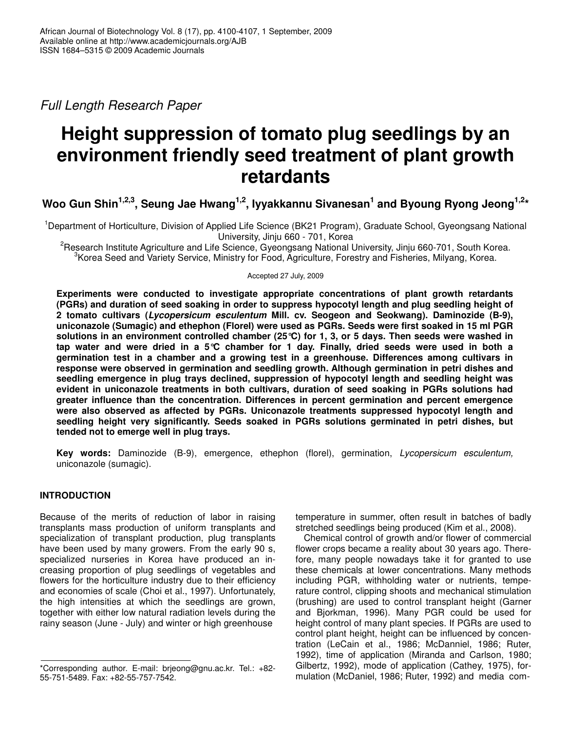*Full Length Research Paper*

# Height suppression of tomato plug seedlings by an environment friendly seed treatment of plant growth retardants

**Woo Gun Shin[1,2,3], Seung Jae Hwang[1,2], Iyyakkannu Sivanesan[1] and Byoung Ryong Jeong[1,2*]**

[1]Department of Horticulture, Division of Applied Life Science (BK21 Program), Graduate School, Gyeongsang National University, Jinju 660 - 701, Korea

[2]Research Institute Agriculture and Life Science, Gyeongsang National University, Jinju 660-701, South Korea.

[3]Korea Seed and Variety Service, Ministry for Food, Agriculture, Forestry and Fisheries, Milyang, Korea.

Accepted 27 July, 2009

**Experiments were conducted to investigate appropriate concentrations of plant growth retardants (PGRs) and duration of seed soaking in order to suppress hypocotyl length and plug seedling height of 2 tomato cultivars (*Lycopersicum esculentum* Mill. cv. Seogeon and Seokwang). Daminozide (B-9), uniconazole (Sumagic) and ethephon (Florel) were used as PGRs. Seeds were first soaked in 15 ml PGR solutions in an environment controlled chamber (25°C) for 1, 3, or 5 days. Then seeds were washed in tap water and were dried in a 5°C chamber for 1 day. Finally, dried seeds were used in both a germination test in a chamber and a growing test in a greenhouse. Differences among cultivars in response were observed in germination and seedling growth. Although germination in petri dishes and seedling emergence in plug trays declined, suppression of hypocotyl length and seedling height was evident in uniconazole treatments in both cultivars, duration of seed soaking in PGRs solutions had greater influence than the concentration. Differences in percent germination and percent emergence were also observed as affected by PGRs. Uniconazole treatments suppressed hypocotyl length and seedling height very significantly. Seeds soaked in PGRs solutions germinated in petri dishes, but tended not to emerge well in plug trays.**

**Key words:** Daminozide (B-9), emergence, ethephon (florel), germination, *Lycopersicum esculentum,* uniconazole (sumagic).

## INTRODUCTION

Because of the merits of reduction of labor in raising transplants mass production of uniform transplants and specialization of transplant production, plug transplants have been used by many growers. From the early 90 s, specialized nurseries in Korea have produced an increasing proportion of plug seedlings of vegetables and flowers for the horticulture industry due to their efficiency and economies of scale (Choi et al., 1997). Unfortunately, the high intensities at which the seedlings are grown, together with either low natural radiation levels during the rainy season (June - July) and winter or high greenhouse temperature in summer, often result in batches of badly stretched seedlings being produced (Kim et al., 2008).

Chemical control of growth and/or flower of commercial flower crops became a reality about 30 years ago. Therefore, many people nowadays take it for granted to use these chemicals at lower concentrations. Many methods including PGR, withholding water or nutrients, temperature control, clipping shoots and mechanical stimulation (brushing) are used to control transplant height (Garner and Bjorkman, 1996). Many PGR could be used for height control of many plant species. If PGRs are used to control plant height, height can be influenced by concentration (LeCain et al., 1986; McDanniel, 1986; Ruter, 1992), time of application (Miranda and Carlson, 1980; Gilbertz, 1992), mode of application (Cathey, 1975), formulation (McDaniel, 1986; Ruter, 1992) and media com-

*Corresponding author. E-mail: brjeong@gnu.ac.kr. Tel.: +82-55-751-5489. Fax: +82-55-757-7542.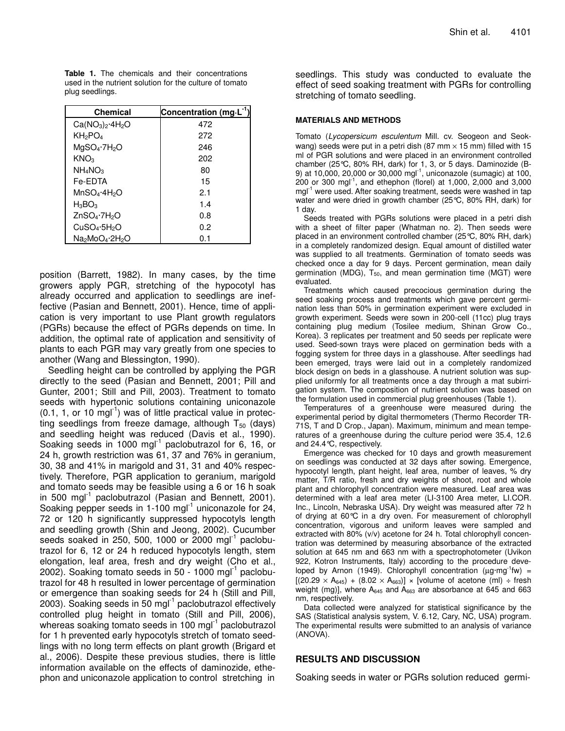**Table 1.** The chemicals and their concentrations used in the nutrient solution for the culture of tomato plug seedlings.

| Chemical | Concentration ($mg \cdot L^{-1}$) |
|---|---|
| $Ca(NO_3)_2 \cdot 4H_2O$ | 472 |
| $KH_2PO_4$ | 272 |
| $MgSO_4 \cdot 7H_2O$ | 246 |
| $KNO_3$ | 202 |
| $NH_4NO_3$ | 80 |
| Fe-EDTA | 15 |
| $MnSO_4 \cdot 4H_2O$ | 2.1 |
| $H_3BO_3$ | 1.4 |
| $ZnSO_4 \cdot 7H_2O$ | 0.8 |
| $CuSO_4 \cdot 5H_2O$ | 0.2 |
| $Na_2MoO_4 \cdot 2H_2O$ | 0.1 |

position (Barrett, 1982). In many cases, by the time growers apply PGR, stretching of the hypocotyl has already occurred and application to seedlings are ineffective (Pasian and Bennett, 2001). Hence, time of application is very important to use Plant growth regulators (PGRs) because the effect of PGRs depends on time. In addition, the optimal rate of application and sensitivity of plants to each PGR may vary greatly from one species to another (Wang and Blessington, 1990).

Seedling height can be controlled by applying the PGR directly to the seed (Pasian and Bennett, 2001; Pill and Gunter, 2001; Still and Pill, 2003). Treatment to tomato seeds with hypertonic solutions containing uniconazole (0.1, 1, or 10 $mgl^{-1}$) was of little practical value in protecting seedlings from freeze damage, although $T_{50}$ (days) and seedling height was reduced (Davis et al., 1990). Soaking seeds in 1000 $mgl^{-1}$ paclobutrazol for 6, 16, or 24 h, growth restriction was 61, 37 and 76% in geranium, 30, 38 and 41% in marigold and 31, 31 and 40% respectively. Therefore, PGR application to geranium, marigold and tomato seeds may be feasible using a 6 or 16 h soak in 500 $mgl^{-1}$ paclobutrazol (Pasian and Bennett, 2001). Soaking pepper seeds in 1-100 $mgl^{-1}$ uniconazole for 24, 72 or 120 h significantly suppressed hypocotyls length and seedling growth (Shin and Jeong, 2002). Cucumber seeds soaked in 250, 500, 1000 or 2000 $mgl^{-1}$ paclobutrazol for 6, 12 or 24 h reduced hypocotyls length, stem elongation, leaf area, fresh and dry weight (Cho et al., 2002). Soaking tomato seeds in 50 - 1000 $mgl^{-1}$ paclobutrazol for 48 h resulted in lower percentage of germination or emergence than soaking seeds for 24 h (Still and Pill, 2003). Soaking seeds in 50 $mgl^{-1}$ paclobutrazol effectively controlled plug height in tomato (Still and Pill, 2006), whereas soaking tomato seeds in 100 $mgl^{-1}$ paclobutrazol for 1 h prevented early hypocotyls stretch of tomato seedlings with no long term effects on plant growth (Brigard et al., 2006). Despite these previous studies, there is little information available on the effects of daminozide, ethephon and uniconazole application to control stretching in seedlings. This study was conducted to evaluate the effect of seed soaking treatment with PGRs for controlling stretching of tomato seedling.

## MATERIALS AND METHODS

Tomato (*Lycopersicum esculentum* Mill. cv. Seogeon and Seokwang) seeds were put in a petri dish (87 mm × 15 mm) filled with 15 ml of PGR solutions and were placed in an environment controlled chamber (25°C, 80% RH, dark) for 1, 3, or 5 days. Daminozide (B-9) at 10,000, 20,000 or 30,000 $mgl^{-1}$, uniconazole (sumagic) at 100, 200 or 300 $mgl^{-1}$, and ethephon (florel) at 1,000, 2,000 and 3,000 $mgl^{-1}$ were used. After soaking treatment, seeds were washed in tap water and were dried in growth chamber (25°C, 80% RH, dark) for 1 day.

Seeds treated with PGRs solutions were placed in a petri dish with a sheet of filter paper (Whatman no. 2). Then seeds were placed in an environment controlled chamber (25°C, 80% RH, dark) in a completely randomized design. Equal amount of distilled water was supplied to all treatments. Germination of tomato seeds was checked once a day for 9 days. Percent germination, mean daily germination (MDG), $T_{50}$, and mean germination time (MGT) were evaluated.

Treatments which caused precocious germination during the seed soaking process and treatments which gave percent germination less than 50% in germination experiment were excluded in growth experiment. Seeds were sown in 200-cell (11cc) plug trays containing plug medium (Tosilee medium, Shinan Grow Co., Korea). 3 replicates per treatment and 50 seeds per replicate were used. Seed-sown trays were placed on germination beds with a fogging system for three days in a glasshouse. After seedlings had been emerged, trays were laid out in a completely randomized block design on beds in a glasshouse. A nutrient solution was supplied uniformly for all treatments once a day through a mat subirrigation system. The composition of nutrient solution was based on the formulation used in commercial plug greenhouses (Table 1).

Temperatures of a greenhouse were measured during the experimental period by digital thermometers (Thermo Recorder TR-71S, T and D Crop., Japan). Maximum, minimum and mean temperatures of a greenhouse during the culture period were 35.4, 12.6 and 24.4°C, respectively.

Emergence was checked for 10 days and growth measurement on seedlings was conducted at 32 days after sowing. Emergence, hypocotyl length, plant height, leaf area, number of leaves, % dry matter, T/R ratio, fresh and dry weights of shoot, root and whole plant and chlorophyll concentration were measured. Leaf area was determined with a leaf area meter (LI-3100 Area meter, LI.COR. Inc., Lincoln, Nebraska USA). Dry weight was measured after 72 h of drying at 60°C in a dry oven. For measurement of chlorophyll concentration, vigorous and uniform leaves were sampled and extracted with 80% (v/v) acetone for 24 h. Total chlorophyll concentration was determined by measuring absorbance of the extracted solution at 645 nm and 663 nm with a spectrophotometer (Uvikon 922, Kotron Instruments, Italy) according to the procedure developed by Arnon (1949). Chlorophyll concentration ($\mu g \cdot mg^{-1}fw$) = $[(20.29 \times A_{645}) + (8.02 \times A_{663})] \times$ [volume of acetone (ml) ÷ fresh weight (mg)], where $A_{645}$ and $A_{663}$ are absorbance at 645 and 663 nm, respectively.

Data collected were analyzed for statistical significance by the SAS (Statistical analysis system, V. 6.12, Cary, NC, USA) program. The experimental results were submitted to an analysis of variance (ANOVA).

## RESULTS AND DISCUSSION

Soaking seeds in water or PGRs solution reduced germi-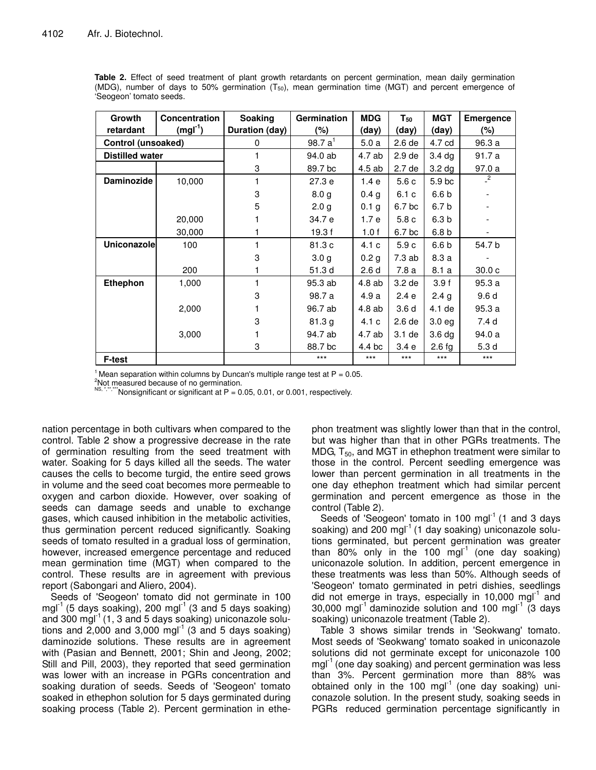**Table 2.** Effect of seed treatment of plant growth retardants on percent germination, mean daily germination (MDG), number of days to 50% germination ($T_{50}$), mean germination time (MGT) and percent emergence of 'Seogeon' tomato seeds.

| Growth retardant | Concentration ($mgl^{-1}$) | Soaking Duration (day) | Germination (%) | MDG (day) | $T_{50}$ (day) | MGT (day) | Emergence (%) |
|---|---|---|---|---|---|---|---|
| Control (unsoaked) | | 0 | 98.7 a[1] | 5.0 a | 2.6 de | 4.7 cd | 96.3 a |
| Distilled water | | 1 | 94.0 ab | 4.7 ab | 2.9 de | 3.4 dg | 91.7 a |
| | | 3 | 89.7 bc | 4.5 ab | 2.7 de | 3.2 dg | 97.0 a |
| Daminozide | 10,000 | 1 | 27.3 e | 1.4 e | 5.6 c | 5.9 bc | -[2] |
| | | 3 | 8.0 g | 0.4 g | 6.1 c | 6.6 b | - |
| | | 5 | 2.0 g | 0.1 g | 6.7 bc | 6.7 b | - |
| | 20,000 | 1 | 34.7 e | 1.7 e | 5.8 c | 6.3 b | - |
| | 30,000 | 1 | 19.3 f | 1.0 f | 6.7 bc | 6.8 b | - |
| Uniconazole | 100 | 1 | 81.3 c | 4.1 c | 5.9 c | 6.6 b | 54.7 b |
| | | 3 | 3.0 g | 0.2 g | 7.3 ab | 8.3 a | - |
| | 200 | 1 | 51.3 d | 2.6 d | 7.8 a | 8.1 a | 30.0 c |
| Ethephon | 1,000 | 1 | 95.3 ab | 4.8 ab | 3.2 de | 3.9 f | 95.3 a |
| | | 3 | 98.7 a | 4.9 a | 2.4 e | 2.4 g | 9.6 d |
| | 2,000 | 1 | 96.7 ab | 4.8 ab | 3.6 d | 4.1 de | 95.3 a |
| | | 3 | 81.3 g | 4.1 c | 2.6 de | 3.0 eg | 7.4 d |
| | 3,000 | 1 | 94.7 ab | 4.7 ab | 3.1 de | 3.6 dg | 94.0 a |
| | | 3 | 88.7 bc | 4.4 bc | 3.4 e | 2.6 fg | 5.3 d |
| F-test | | | *** | *** | *** | *** | *** |

[1] Mean separation within columns by Duncan's multiple range test at P = 0.05.

[2] Not measured because of no germination.

NS, *, **, *** Nonsignificant or significant at P = 0.05, 0.01, or 0.001, respectively.

nation percentage in both cultivars when compared to the control. Table 2 show a progressive decrease in the rate of germination resulting from the seed treatment with water. Soaking for 5 days killed all the seeds. The water causes the cells to become turgid, the entire seed grows in volume and the seed coat becomes more permeable to oxygen and carbon dioxide. However, over soaking of seeds can damage seeds and unable to exchange gases, which caused inhibition in the metabolic activities, thus germination percent reduced significantly. Soaking seeds of tomato resulted in a gradual loss of germination, however, increased emergence percentage and reduced mean germination time (MGT) when compared to the control. These results are in agreement with previous report (Sabongari and Aliero, 2004).

Seeds of 'Seogeon' tomato did not germinate in 100 $mgl^{-1}$ (5 days soaking), 200 $mgl^{-1}$ (3 and 5 days soaking) and 300 $mgl^{-1}$ (1, 3 and 5 days soaking) uniconazole solutions and 2,000 and 3,000 $mgl^{-1}$ (3 and 5 days soaking) daminozide solutions. These results are in agreement with (Pasian and Bennett, 2001; Shin and Jeong, 2002; Still and Pill, 2003), they reported that seed germination was lower with an increase in PGRs concentration and soaking duration of seeds. Seeds of 'Seogeon' tomato soaked in ethephon solution for 5 days germinated during soaking process (Table 2). Percent germination in ethephon treatment was slightly lower than that in the control, but was higher than that in other PGRs treatments. The MDG, $T_{50}$, and MGT in ethephon treatment were similar to those in the control. Percent seedling emergence was lower than percent germination in all treatments in the one day ethephon treatment which had similar percent germination and percent emergence as those in the control (Table 2).

Seeds of 'Seogeon' tomato in 100 $mgl^{-1}$ (1 and 3 days soaking) and 200 $mgl^{-1}$ (1 day soaking) uniconazole solutions germinated, but percent germination was greater than 80% only in the 100 $mgl^{-1}$ (one day soaking) uniconazole solution. In addition, percent emergence in these treatments was less than 50%. Although seeds of 'Seogeon' tomato germinated in petri dishies, seedlings did not emerge in trays, especially in 10,000 $mgl^{-1}$ and 30,000 $mgl^{-1}$ daminozide solution and 100 $mgl^{-1}$ (3 days soaking) uniconazole treatment (Table 2).

Table 3 shows similar trends in 'Seokwang' tomato. Most seeds of 'Seokwang' tomato soaked in uniconazole solutions did not germinate except for uniconazole 100 $mgl^{-1}$ (one day soaking) and percent germination was less than 3%. Percent germination more than 88% was obtained only in the 100 $mgl^{-1}$ (one day soaking) uniconazole solution. In the present study, soaking seeds in PGRs reduced germination percentage significantly in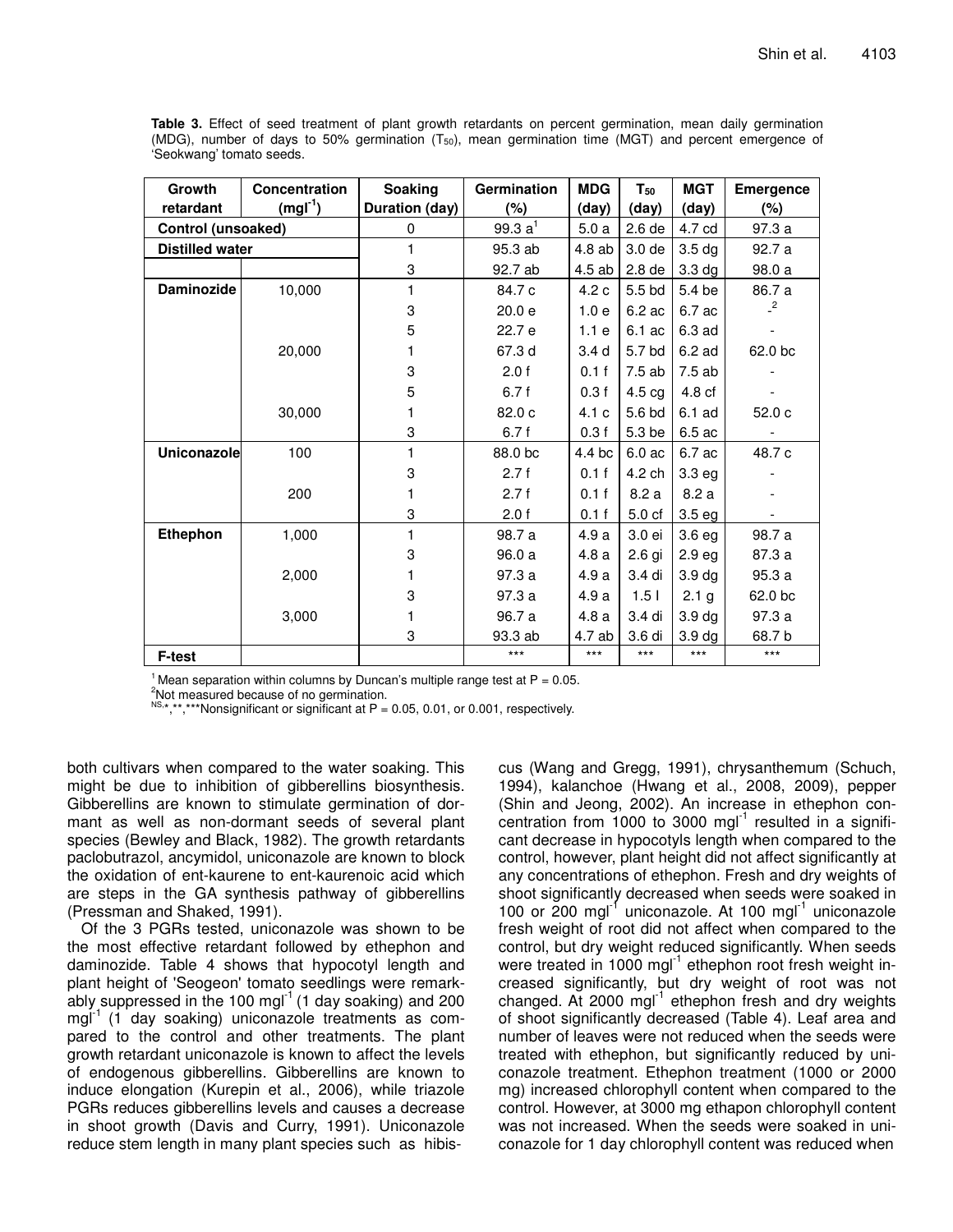**Table 3.** Effect of seed treatment of plant growth retardants on percent germination, mean daily germination (MDG), number of days to 50% germination ($T_{50}$), mean germination time (MGT) and percent emergence of 'Seokwang' tomato seeds.

| Growth retardant | Concentration ($mgl^{-1}$) | Soaking Duration (day) | Germination (%) | MDG (day) | $T_{50}$ (day) | MGT (day) | Emergence (%) |
|---|---|---|---|---|---|---|---|
| Control (unsoaked) | | 0 | 99.3 a[1] | 5.0 a | 2.6 de | 4.7 cd | 97.3 a |
| Distilled water | | 1 | 95.3 ab | 4.8 ab | 3.0 de | 3.5 dg | 92.7 a |
| | | 3 | 92.7 ab | 4.5 ab | 2.8 de | 3.3 dg | 98.0 a |
| Daminozide | 10,000 | 1 | 84.7 c | 4.2 c | 5.5 bd | 5.4 be | 86.7 a |
| | | 3 | 20.0 e | 1.0 e | 6.2 ac | 6.7 ac | -[2] |
| | | 5 | 22.7 e | 1.1 e | 6.1 ac | 6.3 ad | - |
| | 20,000 | 1 | 67.3 d | 3.4 d | 5.7 bd | 6.2 ad | 62.0 bc |
| | | 3 | 2.0 f | 0.1 f | 7.5 ab | 7.5 ab | - |
| | | 5 | 6.7 f | 0.3 f | 4.5 cg | 4.8 cf | - |
| | 30,000 | 1 | 82.0 c | 4.1 c | 5.6 bd | 6.1 ad | 52.0 c |
| | | 3 | 6.7 f | 0.3 f | 5.3 be | 6.5 ac | - |
| Uniconazole | 100 | 1 | 88.0 bc | 4.4 bc | 6.0 ac | 6.7 ac | 48.7 c |
| | | 3 | 2.7 f | 0.1 f | 4.2 ch | 3.3 eg | - |
| | 200 | 1 | 2.7 f | 0.1 f | 8.2 a | 8.2 a | - |
| | | 3 | 2.0 f | 0.1 f | 5.0 cf | 3.5 eg | - |
| Ethephon | 1,000 | 1 | 98.7 a | 4.9 a | 3.0 ei | 3.6 eg | 98.7 a |
| | | 3 | 96.0 a | 4.8 a | 2.6 gi | 2.9 eg | 87.3 a |
| | 2,000 | 1 | 97.3 a | 4.9 a | 3.4 di | 3.9 dg | 95.3 a |
| | | 3 | 97.3 a | 4.9 a | 1.5 l | 2.1 g | 62.0 bc |
| | 3,000 | 1 | 96.7 a | 4.8 a | 3.4 di | 3.9 dg | 97.3 a |
| | | 3 | 93.3 ab | 4.7 ab | 3.6 di | 3.9 dg | 68.7 b |
| F-test | | | *** | *** | *** | *** | *** |

[1] Mean separation within columns by Duncan's multiple range test at P = 0.05.
[2]Not measured because of no germination.
NS,*,**,***Nonsignificant or significant at P = 0.05, 0.01, or 0.001, respectively.

both cultivars when compared to the water soaking. This might be due to inhibition of gibberellins biosynthesis. Gibberellins are known to stimulate germination of dormant as well as non-dormant seeds of several plant species (Bewley and Black, 1982). The growth retardants paclobutrazol, ancymidol, uniconazole are known to block the oxidation of ent-kaurene to ent-kaurenoic acid which are steps in the GA synthesis pathway of gibberellins (Pressman and Shaked, 1991).

Of the 3 PGRs tested, uniconazole was shown to be the most effective retardant followed by ethephon and daminozide. Table 4 shows that hypocotyl length and plant height of 'Seogeon' tomato seedlings were remarkably suppressed in the 100 $mgl^{-1}$ (1 day soaking) and 200 $mgl^{-1}$ (1 day soaking) uniconazole treatments as compared to the control and other treatments. The plant growth retardant uniconazole is known to affect the levels of endogenous gibberellins. Gibberellins are known to induce elongation (Kurepin et al., 2006), while triazole PGRs reduces gibberellins levels and causes a decrease in shoot growth (Davis and Curry, 1991). Uniconazole reduce stem length in many plant species such as hibiscus (Wang and Gregg, 1991), chrysanthemum (Schuch, 1994), kalanchoe (Hwang et al., 2008, 2009), pepper (Shin and Jeong, 2002). An increase in ethephon concentration from 1000 to 3000 $mgl^{-1}$ resulted in a significant decrease in hypocotyls length when compared to the control, however, plant height did not affect significantly at any concentrations of ethephon. Fresh and dry weights of shoot significantly decreased when seeds were soaked in 100 or 200 $mgl^{-1}$ uniconazole. At 100 $mgl^{-1}$ uniconazole fresh weight of root did not affect when compared to the control, but dry weight reduced significantly. When seeds were treated in 1000 $mgl^{-1}$ ethephon root fresh weight increased significantly, but dry weight of root was not changed. At 2000 $mgl^{-1}$ ethephon fresh and dry weights of shoot significantly decreased (Table 4). Leaf area and number of leaves were not reduced when the seeds were treated with ethephon, but significantly reduced by uniconazole treatment. Ethephon treatment (1000 or 2000 mg) increased chlorophyll content when compared to the control. However, at 3000 mg ethapon chlorophyll content was not increased. When the seeds were soaked in uniconazole for 1 day chlorophyll content was reduced when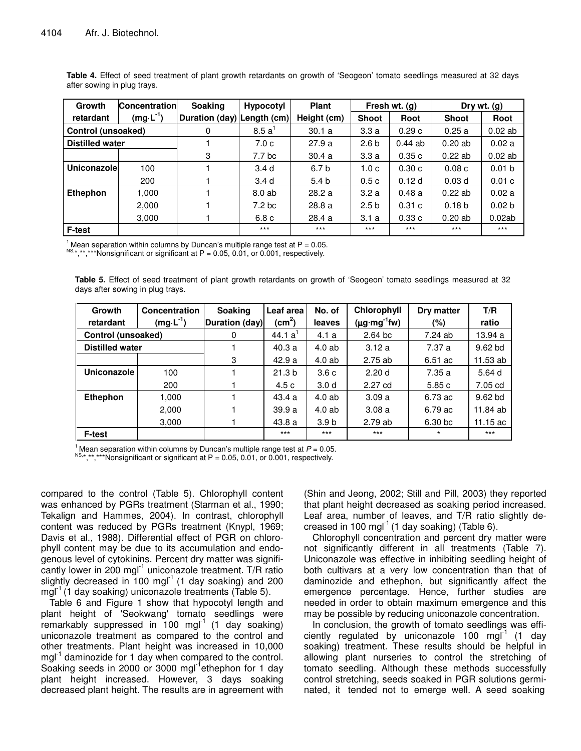**Table 4.** Effect of seed treatment of plant growth retardants on growth of 'Seogeon' tomato seedlings measured at 32 days after sowing in plug trays.

| Growth retardant | Concentration ($mg \cdot L^{-1}$) | Soaking Duration (day) | Hypocotyl Length (cm) | Plant Height (cm) | Fresh wt. (g) | | Dry wt. (g) | |
|---|---|---|---|---|---|---|---|---|
| | | | | | Shoot | Root | Shoot | Root |
| Control (unsoaked) | | 0 | 8.5 a[1] | 30.1 a | 3.3 a | 0.29 c | 0.25 a | 0.02 ab |
| Distilled water | | 1 | 7.0 c | 27.9 a | 2.6 b | 0.44 ab | 0.20 ab | 0.02 a |
| | | 3 | 7.7 bc | 30.4 a | 3.3 a | 0.35 c | 0.22 ab | 0.02 ab |
| Uniconazole | 100 | 1 | 3.4 d | 6.7 b | 1.0 c | 0.30 c | 0.08 c | 0.01 b |
| | 200 | 1 | 3.4 d | 5.4 b | 0.5 c | 0.12 d | 0.03 d | 0.01 c |
| Ethephon | 1,000 | 1 | 8.0 ab | 28.2 a | 3.2 a | 0.48 a | 0.22 ab | 0.02 a |
| | 2,000 | 1 | 7.2 bc | 28.8 a | 2.5 b | 0.31 c | 0.18 b | 0.02 b |
| | 3,000 | 1 | 6.8 c | 28.4 a | 3.1 a | 0.33 c | 0.20 ab | 0.02ab |
| F-test | | | *** | *** | *** | *** | *** | *** |

[1] Mean separation within columns by Duncan's multiple range test at P = 0.05.
NS,*,**,***Nonsignificant or significant at P = 0.05, 0.01, or 0.001, respectively.

**Table 5.** Effect of seed treatment of plant growth retardants on growth of 'Seogeon' tomato seedlings measured at 32 days after sowing in plug trays.

| Growth retardant | Concentration ($mg \cdot L^{-1}$) | Soaking Duration (day) | Leaf area ($cm^2$) | No. of leaves | Chlorophyll ($\mu g \cdot mg^{-1} fw$) | Dry matter (%) | T/R ratio |
|---|---|---|---|---|---|---|---|
| Control (unsoaked) | | 0 | 44.1 a[1] | 4.1 a | 2.64 bc | 7.24 ab | 13.94 a |
| Distilled water | | 1 | 40.3 a | 4.0 ab | 3.12 a | 7.37 a | 9.62 bd |
| | | 3 | 42.9 a | 4.0 ab | 2.75 ab | 6.51 ac | 11.53 ab |
| Uniconazole | 100 | 1 | 21.3 b | 3.6 c | 2.20 d | 7.35 a | 5.64 d |
| | 200 | 1 | 4.5 c | 3.0 d | 2.27 cd | 5.85 c | 7.05 cd |
| Ethephon | 1,000 | 1 | 43.4 a | 4.0 ab | 3.09 a | 6.73 ac | 9.62 bd |
| | 2,000 | 1 | 39.9 a | 4.0 ab | 3.08 a | 6.79 ac | 11.84 ab |
| | 3,000 | 1 | 43.8 a | 3.9 b | 2.79 ab | 6.30 bc | 11.15 ac |
| F-test | | | *** | *** | *** | * | *** |

[1] Mean separation within columns by Duncan's multiple range test at *P* = 0.05.
NS,*,**,***Nonsignificant or significant at P = 0.05, 0.01, or 0.001, respectively.

compared to the control (Table 5). Chlorophyll content was enhanced by PGRs treatment (Starman et al., 1990; Tekalign and Hammes, 2004). In contrast, chlorophyll content was reduced by PGRs treatment (Knypl, 1969; Davis et al., 1988). Differential effect of PGR on chlorophyll content may be due to its accumulation and endogenous level of cytokinins. Percent dry matter was significantly lower in 200 $mgl^{-1}$ uniconazole treatment. T/R ratio slightly decreased in 100 $mgl^{-1}$ (1 day soaking) and 200 $mgl^{-1}$ (1 day soaking) uniconazole treatments (Table 5).

Table 6 and Figure 1 show that hypocotyl length and plant height of 'Seokwang' tomato seedlings were remarkably suppressed in 100 $mgl^{-1}$ (1 day soaking) uniconazole treatment as compared to the control and other treatments. Plant height was increased in 10,000 $mgl^{-1}$ daminozide for 1 day when compared to the control. Soaking seeds in 2000 or 3000 $mgl^{-1}$ ethephon for 1 day plant height increased. However, 3 days soaking decreased plant height. The results are in agreement with (Shin and Jeong, 2002; Still and Pill, 2003) they reported that plant height decreased as soaking period increased. Leaf area, number of leaves, and T/R ratio slightly decreased in 100 $mgl^{-1}$ (1 day soaking) (Table 6).

Chlorophyll concentration and percent dry matter were not significantly different in all treatments (Table 7). Uniconazole was effective in inhibiting seedling height of both cultivars at a very low concentration than that of daminozide and ethephon, but significantly affect the emergence percentage. Hence, further studies are needed in order to obtain maximum emergence and this may be possible by reducing uniconazole concentration.

In conclusion, the growth of tomato seedlings was efficiently regulated by uniconazole 100 $mgl^{-1}$ (1 day soaking) treatment. These results should be helpful in allowing plant nurseries to control the stretching of tomato seedling. Although these methods successfully control stretching, seeds soaked in PGR solutions germinated, it tended not to emerge well. A seed soaking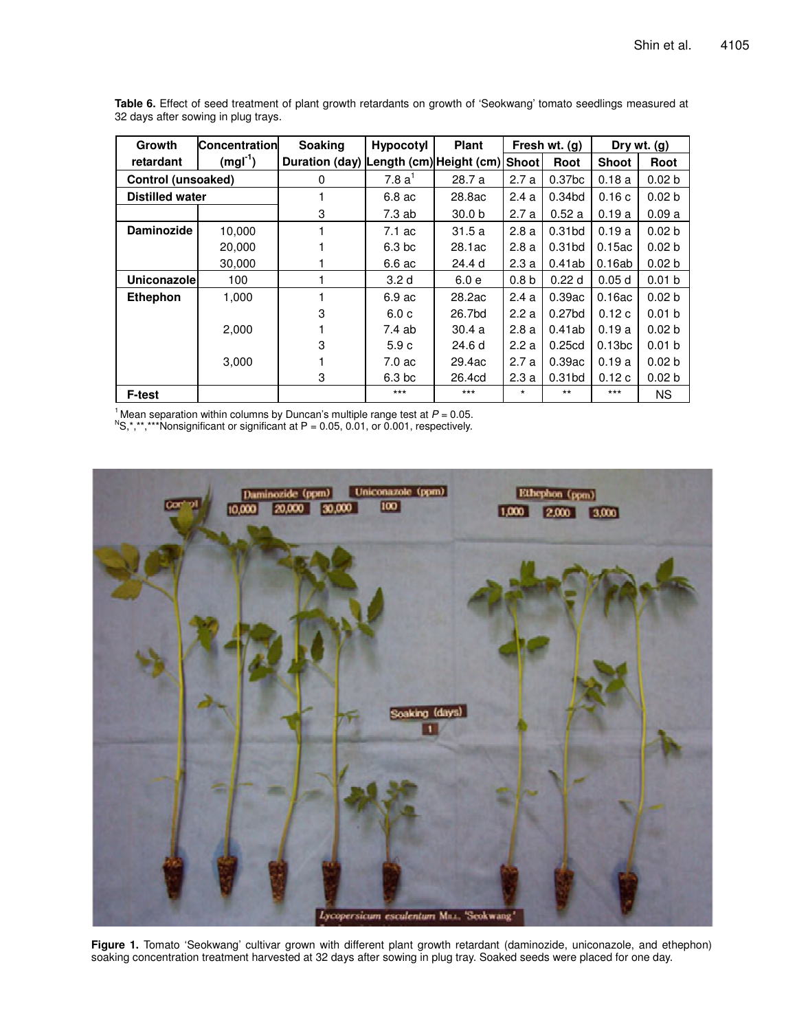**Table 6.** Effect of seed treatment of plant growth retardants on growth of 'Seokwang' tomato seedlings measured at 32 days after sowing in plug trays.

| Growth retardant | Concentration ($mgl^{-1}$) | Soaking Duration (day) | Hypocotyl Length (cm) | Plant Height (cm) | Fresh wt. (g) | | Dry wt. (g) | |
|---|---|---|---|---|---|---|---|---|
| | | | | | Shoot | Root | Shoot | Root |
| **Control (unsoaked)** | | 0 | 7.8 a[1] | 28.7 a | 2.7 a | 0.37bc | 0.18 a | 0.02 b |
| **Distilled water** | | 1 | 6.8 ac | 28.8ac | 2.4 a | 0.34bd | 0.16 c | 0.02 b |
| | | 3 | 7.3 ab | 30.0 b | 2.7 a | 0.52 a | 0.19 a | 0.09 a |
| **Daminozide** | 10,000 | 1 | 7.1 ac | 31.5 a | 2.8 a | 0.31bd | 0.19 a | 0.02 b |
| | 20,000 | 1 | 6.3 bc | 28.1ac | 2.8 a | 0.31bd | 0.15ac | 0.02 b |
| | 30,000 | 1 | 6.6 ac | 24.4 d | 2.3 a | 0.41ab | 0.16ab | 0.02 b |
| **Uniconazole** | 100 | 1 | 3.2 d | 6.0 e | 0.8 b | 0.22 d | 0.05 d | 0.01 b |
| **Ethephon** | 1,000 | 1 | 6.9 ac | 28.2ac | 2.4 a | 0.39ac | 0.16ac | 0.02 b |
| | | 3 | 6.0 c | 26.7bd | 2.2 a | 0.27bd | 0.12 c | 0.01 b |
| | 2,000 | 1 | 7.4 ab | 30.4 a | 2.8 a | 0.41ab | 0.19 a | 0.02 b |
| | | 3 | 5.9 c | 24.6 d | 2.2 a | 0.25cd | 0.13bc | 0.01 b |
| | 3,000 | 1 | 7.0 ac | 29.4ac | 2.7 a | 0.39ac | 0.19 a | 0.02 b |
| | | 3 | 6.3 bc | 26.4cd | 2.3 a | 0.31bd | 0.12 c | 0.02 b |
| **F-test** | | | *** | *** | * | ** | *** | NS |

[1] Mean separation within columns by Duncan's multiple range test at $P = 0.05$.
NS,*,**,***Nonsignificant or significant at P = 0.05, 0.01, or 0.001, respectively.

**Figure 1.** Tomato 'Seokwang' cultivar grown with different plant growth retardant (daminozide, uniconazole, and ethephon) soaking concentration treatment harvested at 32 days after sowing in plug tray. Soaked seeds were placed for one day.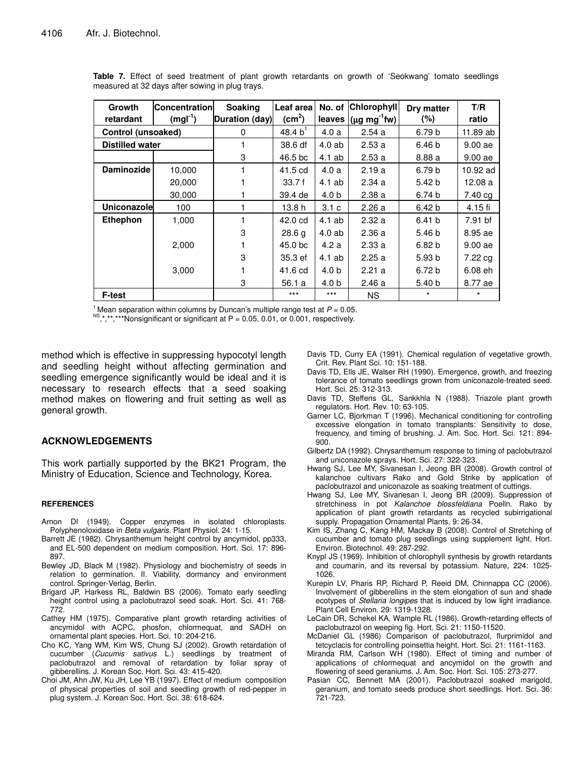**Table 7.** Effect of seed treatment of plant growth retardants on growth of 'Seokwang' tomato seedlings measured at 32 days after sowing in plug trays.

| Growth retardant | Concentration ($mgl^{-1}$) | Soaking Duration (day) | Leaf area ($cm^2$) | No. of leaves | Chlorophyll ($\mu g\ mg^{-1}fw$) | Dry matter (%) | T/R ratio |
|---|---|---|---|---|---|---|---|
| Control (unsoaked) | | 0 | 48.4 b[1] | 4.0 a | 2.54 a | 6.79 b | 11.89 ab |
| Distilled water | | 1 | 38.6 df | 4.0 ab | 2.53 a | 6.46 b | 9.00 ae |
| | | 3 | 46.5 bc | 4.1 ab | 2.53 a | 8.88 a | 9.00 ae |
| Daminozide | 10,000 | 1 | 41.5 cd | 4.0 a | 2.19 a | 6.79 b | 10.92 ad |
| | 20,000 | 1 | 33.7 f | 4.1 ab | 2.34 a | 5.42 b | 12.08 a |
| | 30,000 | 1 | 39.4 de | 4.0 b | 2.38 a | 6.74 b | 7.40 cg |
| Uniconazole | 100 | 1 | 13.8 h | 3.1 c | 2.26 a | 6.42 b | 4.15 fi |
| Ethephon | 1,000 | 1 | 42.0 cd | 4.1 ab | 2.32 a | 6.41 b | 7.91 bf |
| | | 3 | 28.6 g | 4.0 ab | 2.36 a | 5.46 b | 8.95 ae |
| | 2,000 | 1 | 45.0 bc | 4.2 a | 2.33 a | 6.82 b | 9.00 ae |
| | | 3 | 35.3 ef | 4.1 ab | 2.25 a | 5.93 b | 7.22 cg |
| | 3,000 | 1 | 41.6 cd | 4.0 b | 2.21 a | 6.72 b | 6.08 eh |
| | | 3 | 56.1 a | 4.0 b | 2.46 a | 5.40 b | 8.77 ae |
| F-test | | | *** | *** | NS | * | * |

[1] Mean separation within columns by Duncan's multiple range test at $P = 0.05$.

NS,*,**,***Nonsignificant or significant at P = 0.05, 0.01, or 0.001, respectively.

method which is effective in suppressing hypocotyl length and seedling height without affecting germination and seedling emergence significantly would be ideal and it is necessary to research effects that a seed soaking method makes on flowering and fruit setting as well as general growth.

## ACKNOWLEDGEMENTS

This work partially supported by the BK21 Program, the Ministry of Education, Science and Technology, Korea.

### REFERENCES

Arnon DI (1949). Copper enzymes in isolated chloroplasts. Polyphenoloxidase in *Beta vulgaris*. Plant Physiol. 24: 1-15.

Barrett JE (1982). Chrysanthemum height control by ancymidol, pp333, and EL-500 dependent on medium composition. Hort. Sci. 17: 896-897.

Bewley JD, Black M (1982). Physiology and biochemistry of seeds in relation to germination. II. Viability, dormancy and environment control. Springer-Verlag, Berlin.

Brigard JP, Harkess RL, Baldwin BS (2006). Tomato early seedling height control using a paclobutrazol seed soak. Hort. Sci. 41: 768-772.

Cathey HM (1975). Comparative plant growth retarding activities of ancymidol with ACPC, phosfon, chlormequat, and SADH on ornamental plant species. Hort. Sci. 10: 204-216.

Cho KC, Yang WM, Kim WS, Chung SJ (2002). Growth retardation of cucumber (*Cucumis sativus* L.) seedlings by treatment of paclobutrazol and removal of retardation by foliar spray of gibberellins. J. Korean Soc. Hort. Sci. 43: 415-420.

Choi JM, Ahn JW, Ku JH, Lee YB (1997). Effect of medium composition of physical properties of soil and seedling growth of red-pepper in plug system. J. Korean Soc. Hort. Sci. 38: 618-624.

Davis TD, Curry EA (1991). Chemical regulation of vegetative growth. Crit. Rev. Plant Sci. 10: 151-188.

Davis TD, Ells JE, Walser RH (1990). Emergence, growth, and freezing tolerance of tomato seedlings grown from uniconazole-treated seed. Hort. Sci. 25: 312-313.

Davis TD, Steffens GL, Sankkhla N (1988). Triazole plant growth regulators. Hort. Rev. 10: 63-105.

Garner LC, Bjorkman T (1996). Mechanical conditioning for controlling excessive elongation in tomato transplants: Sensitivity to dose, frequency, and timing of brushing. J. Am. Soc. Hort. Sci. 121: 894-900.

Gilbertz DA (1992). Chrysanthemum response to timing of paclobutrazol and uniconazole sprays. Hort. Sci. 27: 322-323.

Hwang SJ, Lee MY, Sivanesan I, Jeong BR (2008). Growth control of kalanchoe cultivars Rako and Gold Strike by application of paclobutrazol and uniconazole as soaking treatment of cuttings.

Hwang SJ, Lee MY, Sivanesan I, Jeong BR (2009). Suppression of stretchiness in pot *Kalanchoe blossfeldiana* Poelln. Rako by application of plant growth retardants as recycled subirrigational supply. Propagation Ornamental Plants, 9: 26-34.

Kim IS, Zhang C, Kang HM, Mackay B (2008). Control of Stretching of cucumber and tomato plug seedlings using supplement light. Hort. Environ. Biotechnol. 49: 287-292.

Knypl JS (1969). Inhibition of chlorophyll synthesis by growth retardants and coumarin, and its reversal by potassium. Nature, 224: 1025-1026.

Kurepin LV, Pharis RP, Richard P, Reeid DM, Chinnappa CC (2006). Involvement of gibberellins in the stem elongation of sun and shade ecotypes of *Stellaria longipes* that is induced by low light irradiance. Plant Cell Environ. 29: 1319-1328.

LeCain DR, Schekel KA, Wample RL (1986). Growth-retarding effects of paclobutrazol on weeping fig. Hort. Sci. 21: 1150-11520.

McDaniel GL (1986) Comparison of paclobutrazol, flurprimidol and tetcyclacis for controlling poinsettia height. Hort. Sci. 21: 1161-1163.

Miranda RM, Carlson WH (1980). Effect of timing and number of applications of chlormequat and ancymidol on the growth and flowering of seed geraniums. J. Am. Soc. Hort. Sci. 105: 273-277.

Pasian CC, Bennett MA (2001). Paclobutrazol soaked marigold, geranium, and tomato seeds produce short seedlings. Hort. Sci. 36: 721-723.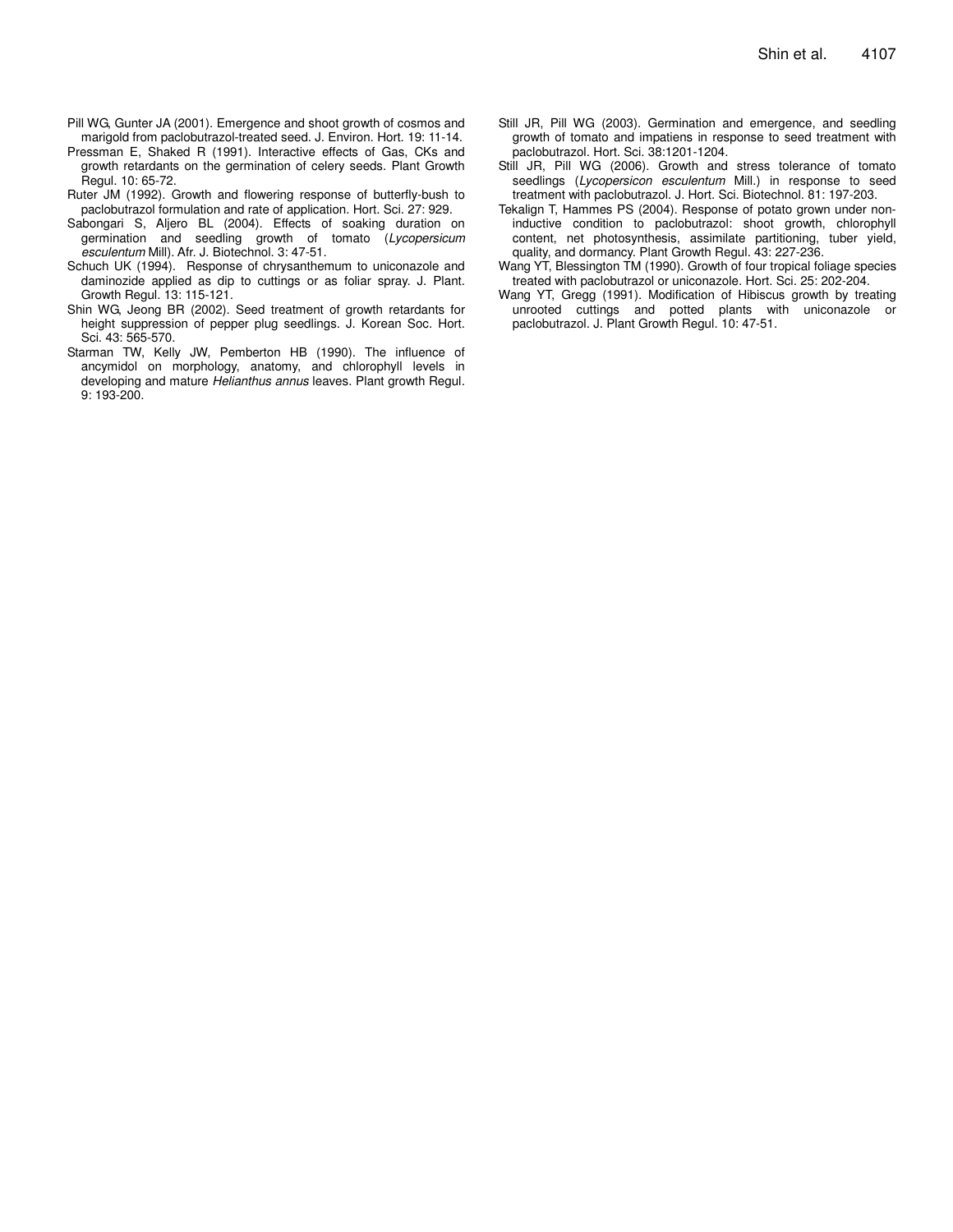Pill WG, Gunter JA (2001). Emergence and shoot growth of cosmos and marigold from paclobutrazol-treated seed. J. Environ. Hort. 19: 11-14.

Pressman E, Shaked R (1991). Interactive effects of Gas, CKs and growth retardants on the germination of celery seeds. Plant Growth Regul. 10: 65-72.

Ruter JM (1992). Growth and flowering response of butterfly-bush to paclobutrazol formulation and rate of application. Hort. Sci. 27: 929.

Sabongari S, Aljero BL (2004). Effects of soaking duration on germination and seedling growth of tomato (*Lycopersicum esculentum* Mill). Afr. J. Biotechnol. 3: 47-51.

Schuch UK (1994). Response of chrysanthemum to uniconazole and daminozide applied as dip to cuttings or as foliar spray. J. Plant. Growth Regul. 13: 115-121.

Shin WG, Jeong BR (2002). Seed treatment of growth retardants for height suppression of pepper plug seedlings. J. Korean Soc. Hort. Sci. 43: 565-570.

Starman TW, Kelly JW, Pemberton HB (1990). The influence of ancymidol on morphology, anatomy, and chlorophyll levels in developing and mature *Helianthus annus* leaves. Plant growth Regul. 9: 193-200.

Still JR, Pill WG (2003). Germination and emergence, and seedling growth of tomato and impatiens in response to seed treatment with paclobutrazol. Hort. Sci. 38:1201-1204.

Still JR, Pill WG (2006). Growth and stress tolerance of tomato seedlings (*Lycopersicon esculentum* Mill.) in response to seed treatment with paclobutrazol. J. Hort. Sci. Biotechnol. 81: 197-203.

Tekalign T, Hammes PS (2004). Response of potato grown under non-inductive condition to paclobutrazol: shoot growth, chlorophyll content, net photosynthesis, assimilate partitioning, tuber yield, quality, and dormancy. Plant Growth Regul. 43: 227-236.

Wang YT, Blessington TM (1990). Growth of four tropical foliage species treated with paclobutrazol or uniconazole. Hort. Sci. 25: 202-204.

Wang YT, Gregg (1991). Modification of Hibiscus growth by treating unrooted cuttings and potted plants with uniconazole or paclobutrazol. J. Plant Growth Regul. 10: 47-51.